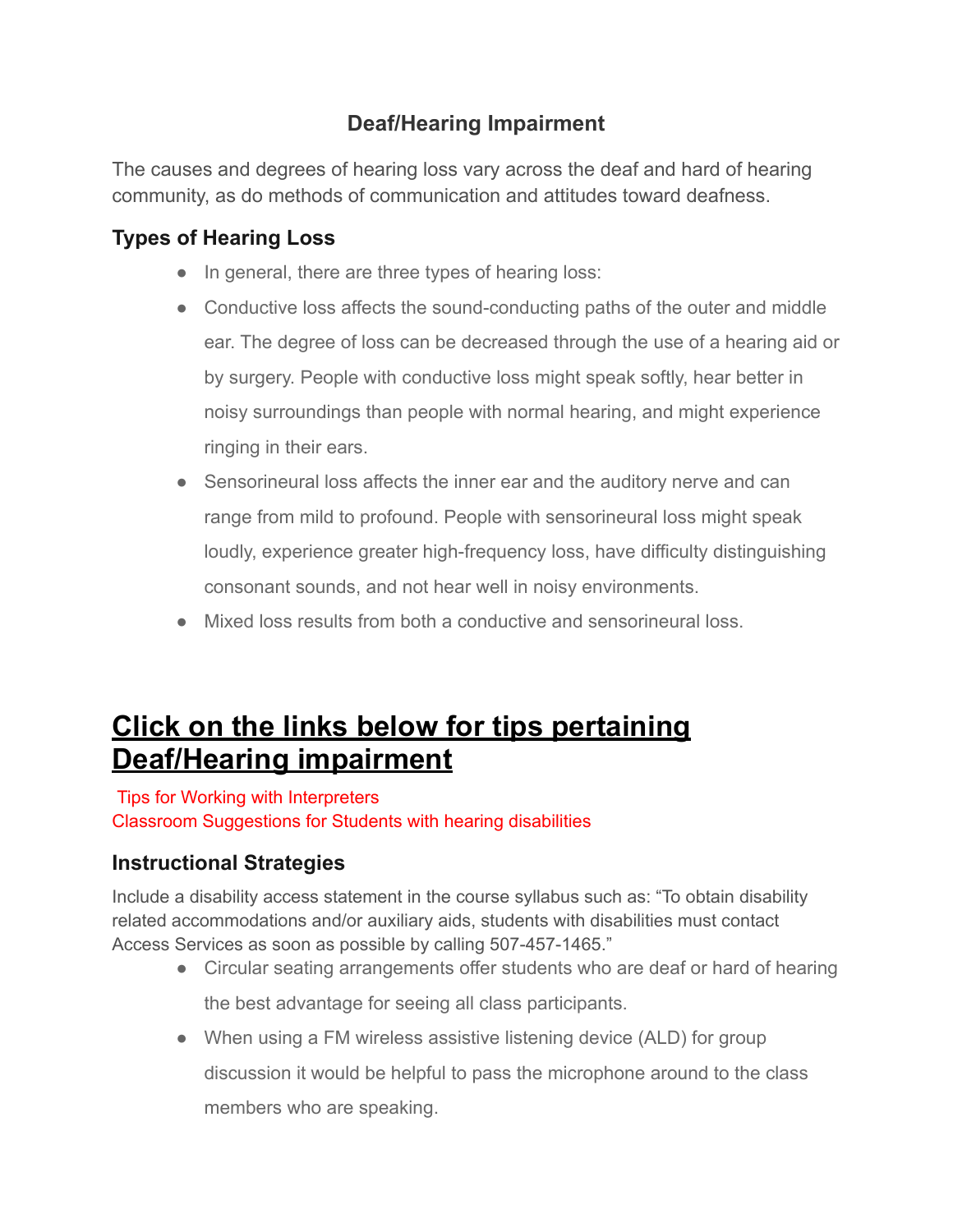# Deaf/Hearing Impairment

The causes and degrees of hearing loss vary across the deaf and hard of hearing community, as do methods of communication and attitudes toward deafness.

## Types of Hearing Loss

- In general, there are three types of hearing loss:
- Conductive loss affects the sound-conducting paths of the outer and middle ear. The degree of loss can be decreased through the use of a hearing aid or by surgery. People with conductive loss might speak softly, hear better in noisy surroundings than people with normal hearing, and might experience ringing in their ears.
- Sensorineural loss affects the inner ear and the auditory nerve and can range from mild to profound. People with sensorineural loss might speak loudly, experience greater high-frequency loss, have difficulty distinguishing consonant sounds, and not hear well in noisy environments.
- Mixed loss results from both a conductive and sensorineural loss.

# Click on the links below for tips pertaining Deaf/Hearing impairment

Tips for Working with Interpreters
Classroom Suggestions for Students with hearing disabilities

## Instructional Strategies

Include a disability access statement in the course syllabus such as: "To obtain disability related accommodations and/or auxiliary aids, students with disabilities must contact Access Services as soon as possible by calling 507-457-1465."

- Circular seating arrangements offer students who are deaf or hard of hearing the best advantage for seeing all class participants.
- When using a FM wireless assistive listening device (ALD) for group discussion it would be helpful to pass the microphone around to the class members who are speaking.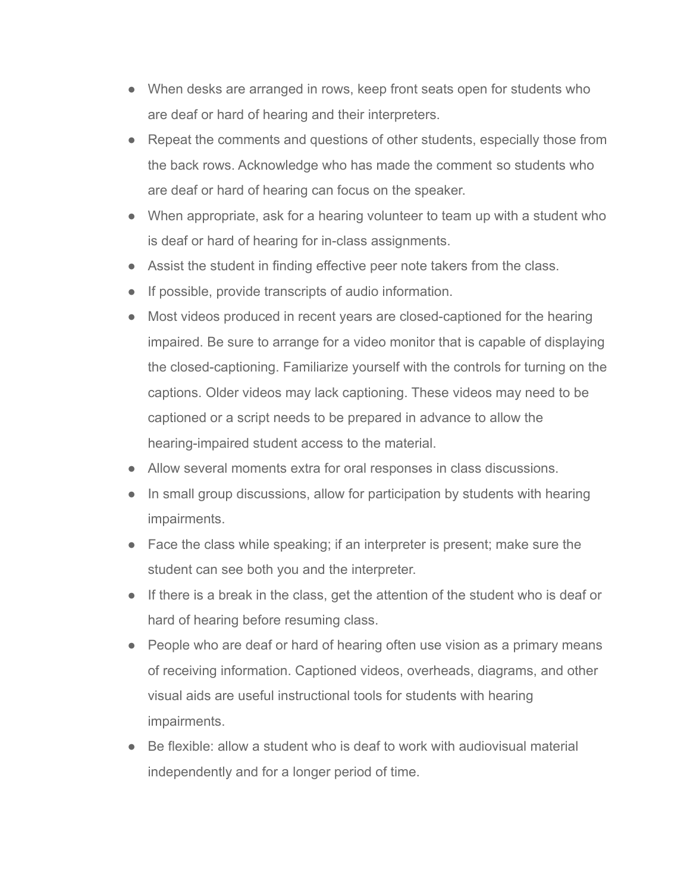- When desks are arranged in rows, keep front seats open for students who are deaf or hard of hearing and their interpreters.
- Repeat the comments and questions of other students, especially those from the back rows. Acknowledge who has made the comment so students who are deaf or hard of hearing can focus on the speaker.
- When appropriate, ask for a hearing volunteer to team up with a student who is deaf or hard of hearing for in-class assignments.
- Assist the student in finding effective peer note takers from the class.
- If possible, provide transcripts of audio information.
- Most videos produced in recent years are closed-captioned for the hearing impaired. Be sure to arrange for a video monitor that is capable of displaying the closed-captioning. Familiarize yourself with the controls for turning on the captions. Older videos may lack captioning. These videos may need to be captioned or a script needs to be prepared in advance to allow the hearing-impaired student access to the material.
- Allow several moments extra for oral responses in class discussions.
- In small group discussions, allow for participation by students with hearing impairments.
- Face the class while speaking; if an interpreter is present; make sure the student can see both you and the interpreter.
- If there is a break in the class, get the attention of the student who is deaf or hard of hearing before resuming class.
- People who are deaf or hard of hearing often use vision as a primary means of receiving information. Captioned videos, overheads, diagrams, and other visual aids are useful instructional tools for students with hearing impairments.
- Be flexible: allow a student who is deaf to work with audiovisual material independently and for a longer period of time.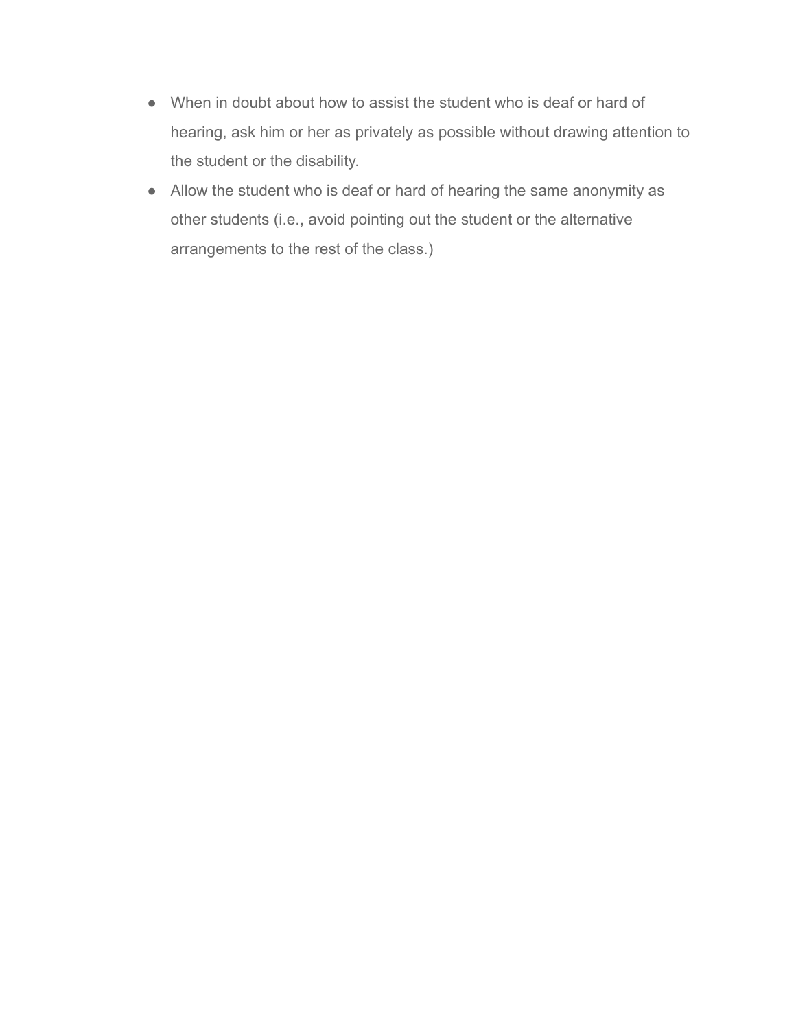- When in doubt about how to assist the student who is deaf or hard of hearing, ask him or her as privately as possible without drawing attention to the student or the disability.
- Allow the student who is deaf or hard of hearing the same anonymity as other students (i.e., avoid pointing out the student or the alternative arrangements to the rest of the class.)